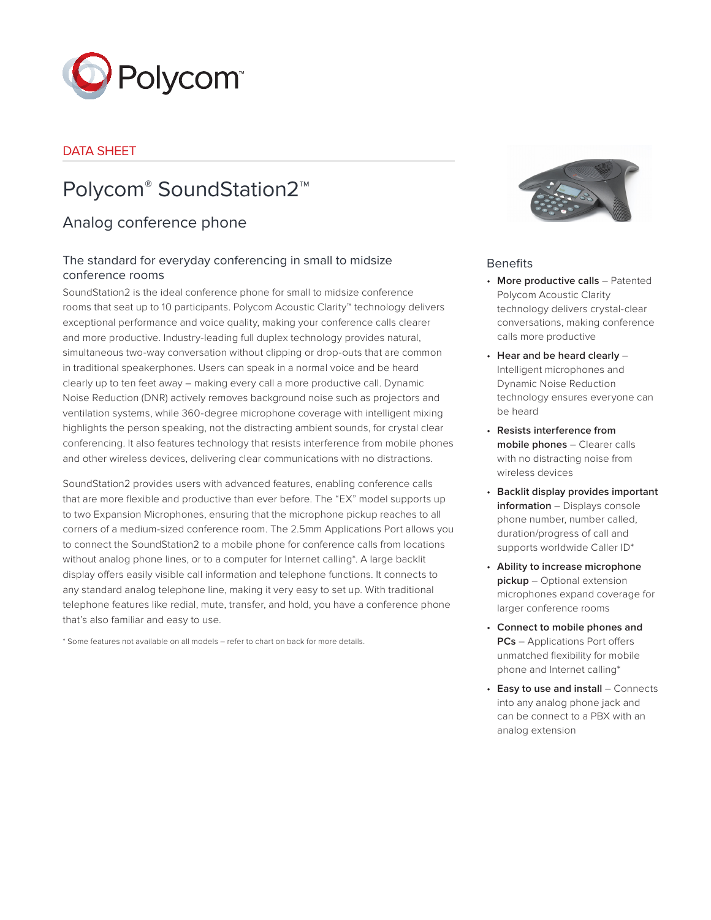DATA SHEET

# Polycom® SoundStation2™

## Analog conference phone

### The standard for everyday conferencing in small to midsize conference rooms

SoundStation2 is the ideal conference phone for small to midsize conference rooms that seat up to 10 participants. Polycom Acoustic Clarity™ technology delivers exceptional performance and voice quality, making your conference calls clearer and more productive. Industry-leading full duplex technology provides natural, simultaneous two-way conversation without clipping or drop-outs that are common in traditional speakerphones. Users can speak in a normal voice and be heard clearly up to ten feet away – making every call a more productive call. Dynamic Noise Reduction (DNR) actively removes background noise such as projectors and ventilation systems, while 360-degree microphone coverage with intelligent mixing highlights the person speaking, not the distracting ambient sounds, for crystal clear conferencing. It also features technology that resists interference from mobile phones and other wireless devices, delivering clear communications with no distractions.

SoundStation2 provides users with advanced features, enabling conference calls that are more flexible and productive than ever before. The "EX" model supports up to two Expansion Microphones, ensuring that the microphone pickup reaches to all corners of a medium-sized conference room. The 2.5mm Applications Port allows you to connect the SoundStation2 to a mobile phone for conference calls from locations without analog phone lines, or to a computer for Internet calling*. A large backlit display offers easily visible call information and telephone functions. It connects to any standard analog telephone line, making it very easy to set up. With traditional telephone features like redial, mute, transfer, and hold, you have a conference phone that's also familiar and easy to use.

* Some features not available on all models – refer to chart on back for more details.

### Benefits

- **More productive calls** – Patented Polycom Acoustic Clarity technology delivers crystal-clear conversations, making conference calls more productive
- **Hear and be heard clearly** – Intelligent microphones and Dynamic Noise Reduction technology ensures everyone can be heard
- **Resists interference from mobile phones** – Clearer calls with no distracting noise from wireless devices
- **Backlit display provides important information** – Displays console phone number, number called, duration/progress of call and supports worldwide Caller ID*
- **Ability to increase microphone pickup** – Optional extension microphones expand coverage for larger conference rooms
- **Connect to mobile phones and PCs** – Applications Port offers unmatched flexibility for mobile phone and Internet calling*
- **Easy to use and install** – Connects into any analog phone jack and can be connect to a PBX with an analog extension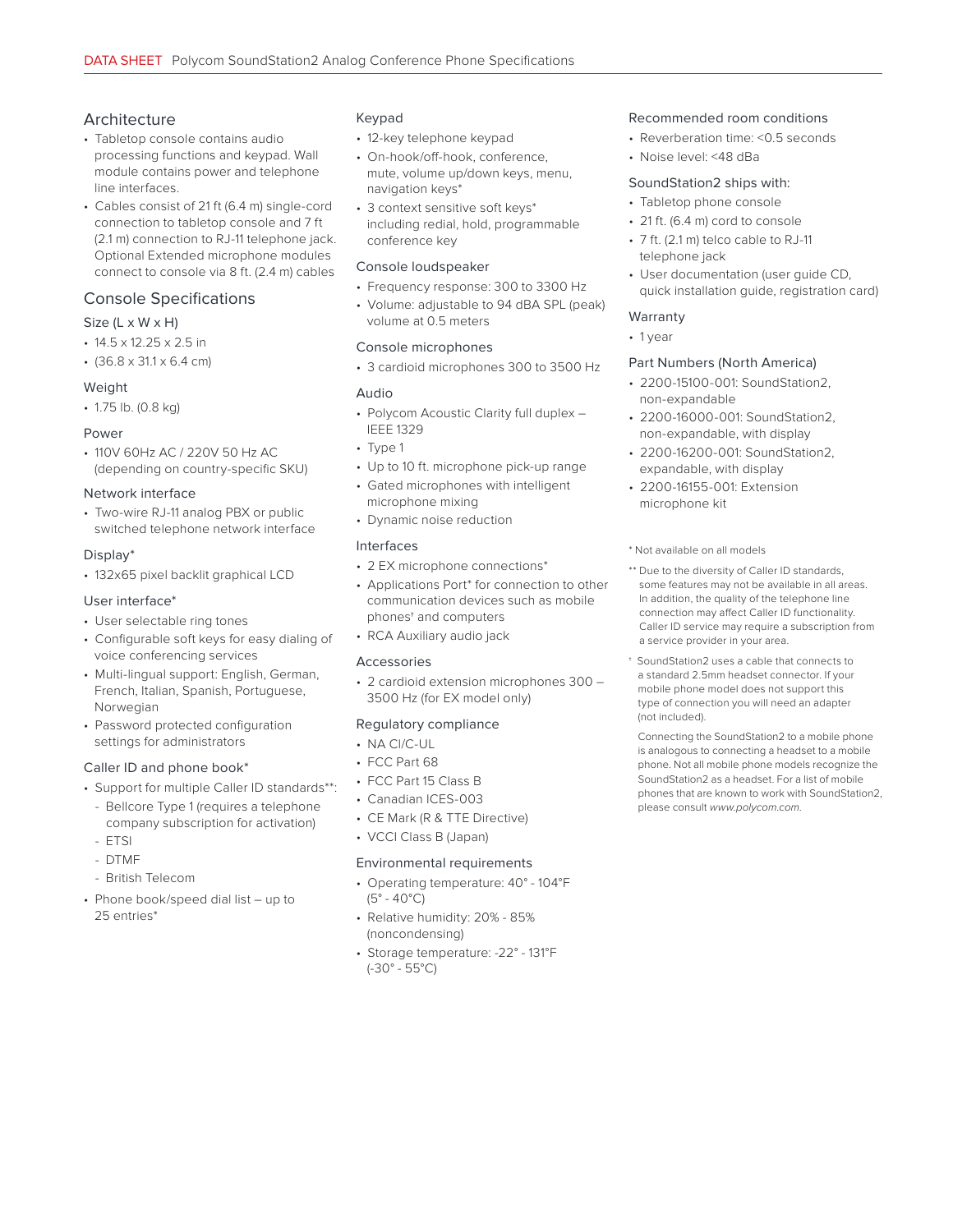## Architecture

- Tabletop console contains audio processing functions and keypad. Wall module contains power and telephone line interfaces.
- Cables consist of 21 ft (6.4 m) single-cord connection to tabletop console and 7 ft (2.1 m) connection to RJ-11 telephone jack. Optional Extended microphone modules connect to console via 8 ft. (2.4 m) cables

## Console Specifications

### Size (L x W x H)

- 14.5 x 12.25 x 2.5 in
- (36.8 x 31.1 x 6.4 cm)

### Weight

- 1.75 lb. (0.8 kg)

### Power

- 110V 60Hz AC / 220V 50 Hz AC (depending on country-specific SKU)

### Network interface

- Two-wire RJ-11 analog PBX or public switched telephone network interface

### Display*

- 132x65 pixel backlit graphical LCD

### User interface*

- User selectable ring tones
- Configurable soft keys for easy dialing of voice conferencing services
- Multi-lingual support: English, German, French, Italian, Spanish, Portuguese, Norwegian
- Password protected configuration settings for administrators

### Caller ID and phone book*

- Support for multiple Caller ID standards**:
  - Bellcore Type 1 (requires a telephone company subscription for activation)
  - ETSI
  - DTMF
  - British Telecom
- Phone book/speed dial list – up to 25 entries*

### Keypad

- 12-key telephone keypad
- On-hook/off-hook, conference, mute, volume up/down keys, menu, navigation keys*
- 3 context sensitive soft keys* including redial, hold, programmable conference key

### Console loudspeaker

- Frequency response: 300 to 3300 Hz
- Volume: adjustable to 94 dBA SPL (peak) volume at 0.5 meters

### Console microphones

- 3 cardioid microphones 300 to 3500 Hz

### Audio

- Polycom Acoustic Clarity full duplex – IEEE 1329
- Type 1
- Up to 10 ft. microphone pick-up range
- Gated microphones with intelligent microphone mixing
- Dynamic noise reduction

### Interfaces

- 2 EX microphone connections*
- Applications Port* for connection to other communication devices such as mobile phones† and computers
- RCA Auxiliary audio jack

### Accessories

- 2 cardioid extension microphones 300 – 3500 Hz (for EX model only)

### Regulatory compliance

- NA CI/C-UL
- FCC Part 68
- FCC Part 15 Class B
- Canadian ICES-003
- CE Mark (R & TTE Directive)
- VCCI Class B (Japan)

### Environmental requirements

- Operating temperature: 40° - 104°F (5° - 40°C)
- Relative humidity: 20% - 85% (noncondensing)
- Storage temperature: -22° - 131°F (-30° - 55°C)

### Recommended room conditions

- Reverberation time: <0.5 seconds
- Noise level: <48 dBa

### SoundStation2 ships with:

- Tabletop phone console
- 21 ft. (6.4 m) cord to console
- 7 ft. (2.1 m) telco cable to RJ-11 telephone jack
- User documentation (user guide CD, quick installation guide, registration card)

### Warranty

- 1 year

### Part Numbers (North America)

- 2200-15100-001: SoundStation2, non-expandable
- 2200-16000-001: SoundStation2, non-expandable, with display
- 2200-16200-001: SoundStation2, expandable, with display
- 2200-16155-001: Extension microphone kit

* Not available on all models

** Due to the diversity of Caller ID standards, some features may not be available in all areas. In addition, the quality of the telephone line connection may affect Caller ID functionality. Caller ID service may require a subscription from a service provider in your area.

† SoundStation2 uses a cable that connects to a standard 2.5mm headset connector. If your mobile phone model does not support this type of connection you will need an adapter (not included).

Connecting the SoundStation2 to a mobile phone is analogous to connecting a headset to a mobile phone. Not all mobile phone models recognize the SoundStation2 as a headset. For a list of mobile phones that are known to work with SoundStation2, please consult *www.polycom.com*.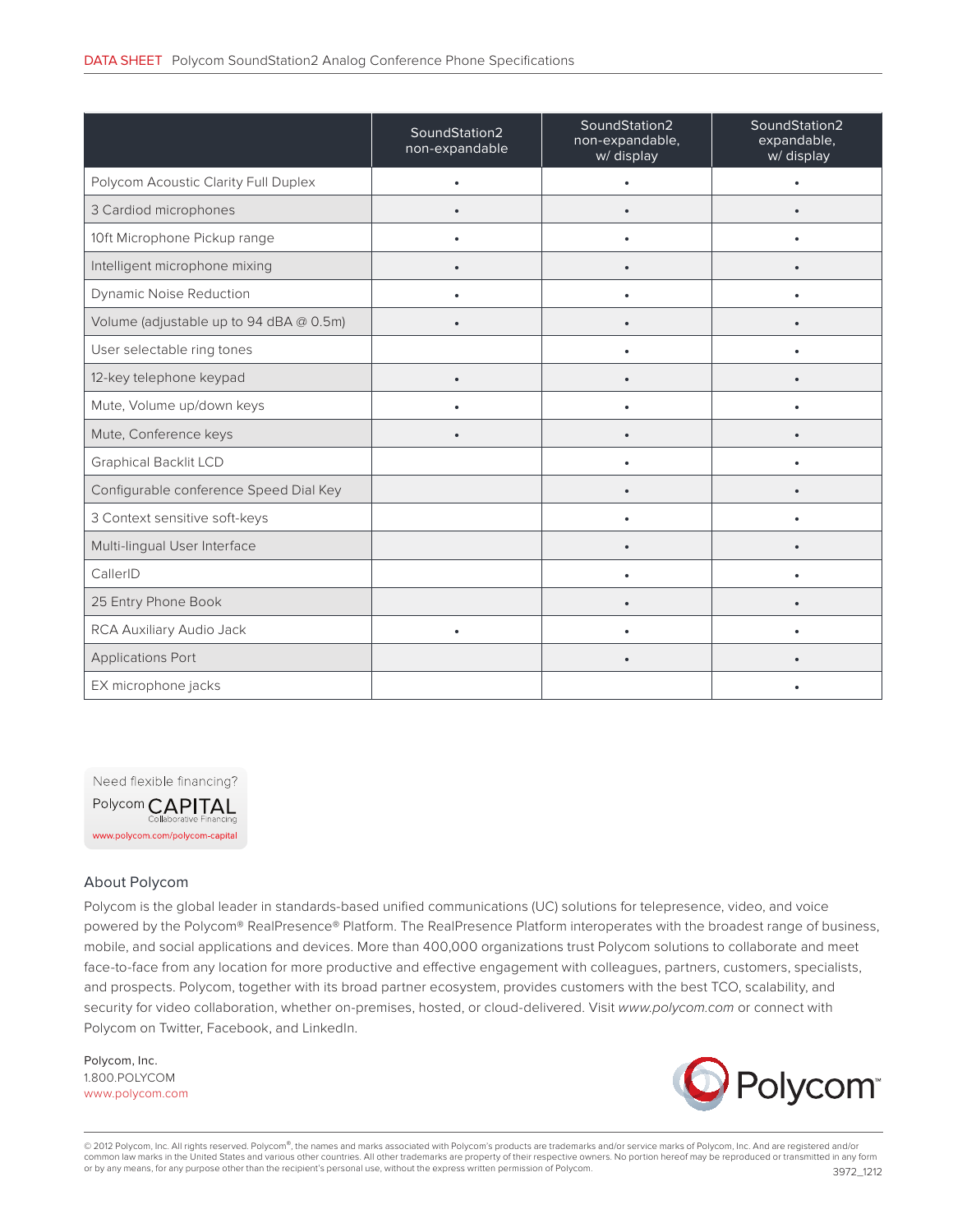| | SoundStation2 non-expandable | SoundStation2 non-expandable, w/ display | SoundStation2 expandable, w/ display |
|---|---|---|---|
| Polycom Acoustic Clarity Full Duplex | • | • | • |
| 3 Cardiod microphones | • | • | • |
| 10ft Microphone Pickup range | • | • | • |
| Intelligent microphone mixing | • | • | • |
| Dynamic Noise Reduction | • | • | • |
| Volume (adjustable up to 94 dBA @ 0.5m) | • | • | • |
| User selectable ring tones | | • | • |
| 12-key telephone keypad | • | • | • |
| Mute, Volume up/down keys | • | • | • |
| Mute, Conference keys | • | • | • |
| Graphical Backlit LCD | | • | • |
| Configurable conference Speed Dial Key | | • | • |
| 3 Context sensitive soft-keys | | • | • |
| Multi-lingual User Interface | | • | • |
| CallerID | | • | • |
| 25 Entry Phone Book | | • | • |
| RCA Auxiliary Audio Jack | • | • | • |
| Applications Port | | • | • |
| EX microphone jacks | | | • |

Need flexible financing?
Polycom CAPITAL Collaborative Financing
www.polycom.com/polycom-capital

## About Polycom

Polycom is the global leader in standards-based unified communications (UC) solutions for telepresence, video, and voice powered by the Polycom® RealPresence® Platform. The RealPresence Platform interoperates with the broadest range of business, mobile, and social applications and devices. More than 400,000 organizations trust Polycom solutions to collaborate and meet face-to-face from any location for more productive and effective engagement with colleagues, partners, customers, specialists, and prospects. Polycom, together with its broad partner ecosystem, provides customers with the best TCO, scalability, and security for video collaboration, whether on-premises, hosted, or cloud-delivered. Visit *www.polycom.com* or connect with Polycom on Twitter, Facebook, and LinkedIn.

Polycom, Inc.
1.800.POLYCOM
www.polycom.com

© 2012 Polycom, Inc. All rights reserved. Polycom®, the names and marks associated with Polycom's products are trademarks and/or service marks of Polycom, Inc. And are registered and/or common law marks in the United States and various other countries. All other trademarks are property of their respective owners. No portion hereof may be reproduced or transmitted in any form or by any means, for any purpose other than the recipient's personal use, without the express written permission of Polycom.

3972_1212